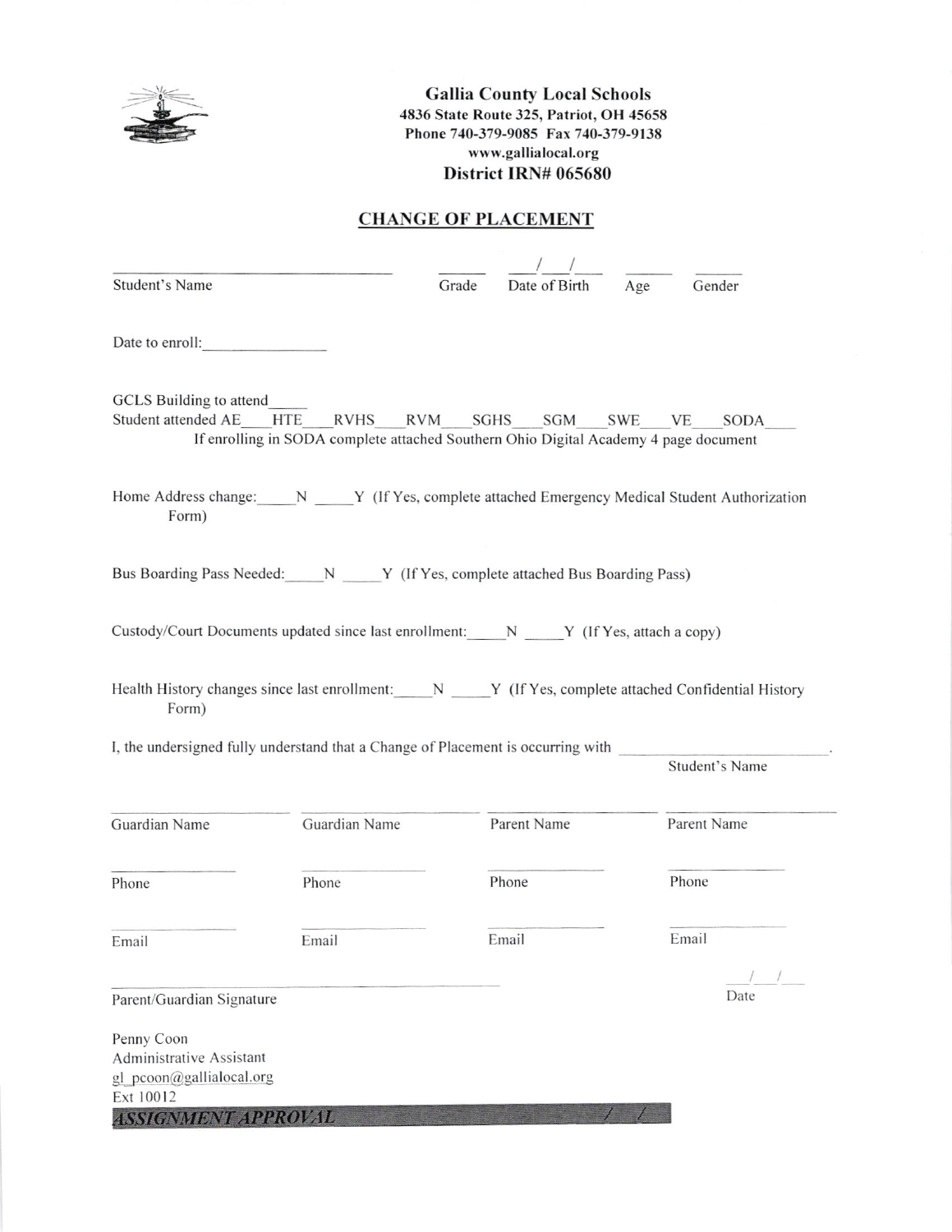**Galliia County Local Schools**
**4836 State Route 325, Patriot, OH 45658**
**Phone 740-379-9085 Fax 740-379-9138**
**www.gallialocal.org**
**District IRN# 065680**

## CHANGE OF PLACEMENT

| Student's Name | Grade | Date of Birth | Age | Gender |
|---|---|---|---|---|
| | | ___/___/___ | | |

Date to enroll: ______________

GCLS Building to attend_____
Student attended AE___HTE___RVHS___RVM___SGHS___SGM___SWE___VE___SODA___
If enrolling in SODA complete attached Southern Ohio Digital Academy 4 page document

Home Address change:_____N _____Y (If Yes, complete attached Emergency Medical Student Authorization Form)

Bus Boarding Pass Needed:_____N _____Y (If Yes, complete attached Bus Boarding Pass)

Custody/Court Documents updated since last enrollment:_____N _____Y (If Yes, attach a copy)

Health History changes since last enrollment:_____N _____Y (If Yes, complete attached Confidential History Form)

I, the undersigned fully understand that a Change of Placement is occurring with ______________________.
Student's Name

| Guardian Name | Guardian Name | Parent Name | Parent Name |
|---|---|---|---|
| Phone | Phone | Phone | Phone |
| Email | Email | Email | Email |

Parent/Guardian Signature ______________________ Date ___/___/___

Penny Coon
Administrative Assistant
gl_pcoon@gallialocal.org
Ext 10012

***ASSIGNMENT APPROVAL*** ___/___/___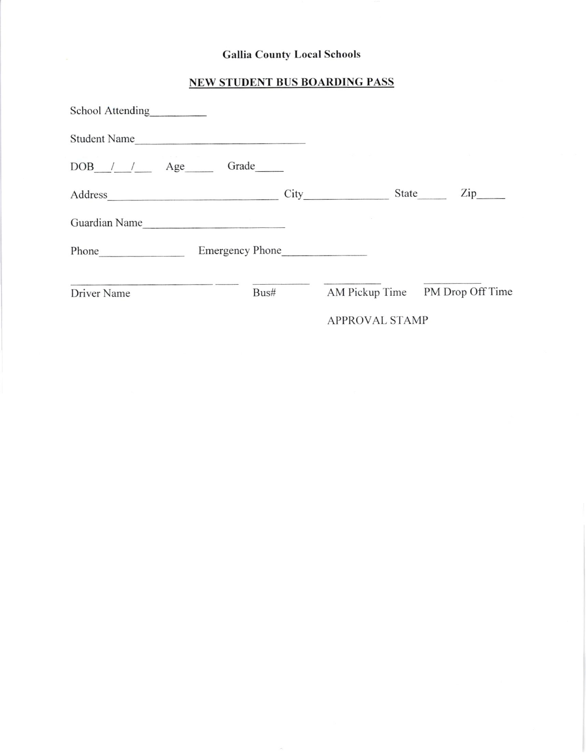**Gallia County Local Schools**

**NEW STUDENT BUS BOARDING PASS**

School Attending__________

Student Name________________________________

DOB___/___/___ Age_____ Grade_____

Address________________________________ City_______________ State_____ Zip_____

Guardian Name__________________________

Phone_______________ Emergency Phone_______________

______________________________ __________ __________ __________

Driver Name Bus# AM Pickup Time PM Drop Off Time

APPROVAL STAMP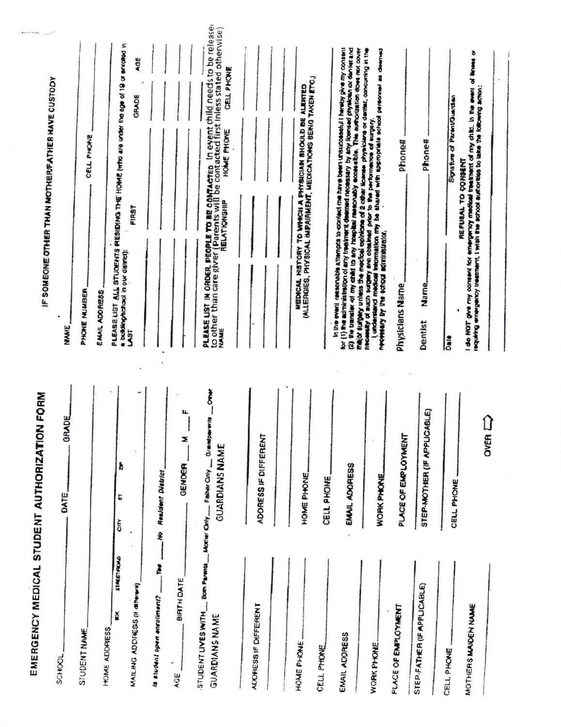# EMERGENCY MEDICAL STUDENT AUTHORIZATION FORM

SCHOOL\_\_\_\_\_\_\_\_\_\_\_\_\_\_\_\_\_\_\_\_ DATE\_\_\_\_\_\_\_\_\_\_ GRADE\_\_\_\_\_\_\_\_

STUDENT NAME\_\_\_\_\_\_\_\_\_\_\_\_\_\_\_\_\_\_\_\_\_\_\_\_\_\_\_\_\_\_\_\_\_\_\_\_\_\_\_\_

HOME ADDRESS\_\_\_\_\_\_\_\_\_\_\_\_\_\_\_\_\_\_\_\_\_\_\_\_\_\_\_\_\_\_\_\_\_\_\_\_\_\_\_\_

BOX &nbsp;&nbsp; STREET/ROAD &nbsp;&nbsp; CITY &nbsp;&nbsp; ST &nbsp;&nbsp; ZIP

MAILING ADDRESS (if different)\_\_\_\_\_\_\_\_\_\_\_\_\_\_\_\_\_\_\_\_\_\_\_\_\_\_\_\_

*Is student open enrollment?* \_\_\_\_ *Yes* \_\_\_\_ *No* *Resident District*\_\_\_\_\_\_\_\_\_\_\_\_

AGE \_\_\_\_\_\_ BIRTH DATE \_\_\_\_\_\_\_\_\_\_ GENDER \_\_\_\_ M \_\_\_\_ F

STUDENT LIVES WITH \_\_ Both Parents \_\_ Mother Only \_\_ Father Only \_\_ Grandparents \_\_ Other

| GUARDIANS NAME | GUARDIANS NAME |
|---|---|
| | |
| ADDRESS IF DIFFERENT | ADDRESS IF DIFFERENT |
| | |
| HOME PHONE | HOME PHONE |
| CELL PHONE | CELL PHONE |
| EMAIL ADDRESS | EMAIL ADDRESS |
| WORK PHONE | WORK PHONE |
| PLACE OF EMPLOYMENT | PLACE OF EMPLOYMENT |
| STEP-FATHER (IF APPLICABLE) | STEP-MOTHER (IF APPLICABLE) |
| CELL PHONE | CELL PHONE |

MOTHERS MAIDEN NAME\_\_\_\_\_\_\_\_\_\_\_\_\_\_\_\_\_\_\_\_\_\_\_\_\_\_\_\_\_\_\_\_\_\_\_\_\_\_\_\_

OVER ⇨

## IF SOMEONE OTHER THAN MOTHER/FATHER HAVE CUSTODY

NAME\_\_\_\_\_\_\_\_\_\_\_\_\_\_\_\_\_\_\_\_\_\_\_\_\_\_\_\_\_\_\_\_\_\_\_\_\_\_\_\_

PHONE NUMBER\_\_\_\_\_\_\_\_\_\_\_\_\_\_\_\_\_\_\_\_ CELL PHONE\_\_\_\_\_\_\_\_\_\_\_\_\_\_\_\_\_\_\_\_

EMAIL ADDRESS\_\_\_\_\_\_\_\_\_\_\_\_\_\_\_\_\_\_\_\_\_\_\_\_\_\_\_\_\_\_\_\_\_\_\_\_\_\_\_\_

PLEASE LIST **ALL** STUDENTS RESIDING THE HOME (who are under the age of 19 or enrolled in a building/school in our district):

| LAST | FIRST | GRADE | AGE |
|---|---|---|---|
| | | | |
| | | | |
| | | | |
| | | | |

**PLEASE LIST IN ORDER, PEOPLE TO BE CONTACTED** In event child needs to be released to other than care giver (Parents will be contacted first unless stated otherwise)

| NAME | RELATIONSHIP | HOME PHONE | CELL PHONE |
|---|---|---|---|
| | | | |
| | | | |
| | | | |

**MEDICAL HISTORY TO WHICH A PHYSICIAN SHOULD BE ALERTED**
**(ALLERGIES, PHYSICAL IMPAIRMENT, MEDICATIONS BEING TAKEN ETC.)**

\_\_\_\_\_\_\_\_\_\_\_\_\_\_\_\_\_\_\_\_\_\_\_\_\_\_\_\_\_\_\_\_\_\_\_\_\_\_\_\_

\_\_\_\_\_\_\_\_\_\_\_\_\_\_\_\_\_\_\_\_\_\_\_\_\_\_\_\_\_\_\_\_\_\_\_\_\_\_\_\_

In the event reasonable attempts to contact me have been unsuccessful I hereby give my consent for (1) the administration of any treatment deemed necessary by any licensed physician or dentist and (2) the transfer of my child to any hospital reasonably accessible. This authorization does not cover major surgery unless the medical opinions of 2 other license physicians or dentist, concurring in the necessity of such surgery are obtained prior to the performance of surgery.

I understand medical information my be shared with appropriate school personnel as deemed necessary by the school administrator.

Physicians Name\_\_\_\_\_\_\_\_\_\_\_\_\_\_\_\_\_\_\_\_ Phone#\_\_\_\_\_\_\_\_\_\_\_\_\_\_

Dentist Name\_\_\_\_\_\_\_\_\_\_\_\_\_\_\_\_\_\_\_\_ Phone#\_\_\_\_\_\_\_\_\_\_\_\_\_\_

Date\_\_\_\_\_\_\_\_\_\_ \_\_\_\_\_\_\_\_\_\_\_\_\_\_\_\_\_\_\_\_\_\_\_\_\_\_
Signature of Parent/Guardian

**REFUSAL TO CONSENT**

I do NOT give my consent for emergency medical treatment of my child. In the event of illness or requiring emergency treatment, I wish the school authorities to take the following action:

\_\_\_\_\_\_\_\_\_\_\_\_\_\_\_\_\_\_\_\_\_\_\_\_\_\_\_\_\_\_\_\_\_\_\_\_\_\_\_\_

\_\_\_\_\_\_\_\_\_\_\_\_\_\_\_\_\_\_\_\_\_\_\_\_\_\_\_\_\_\_\_\_\_\_\_\_\_\_\_\_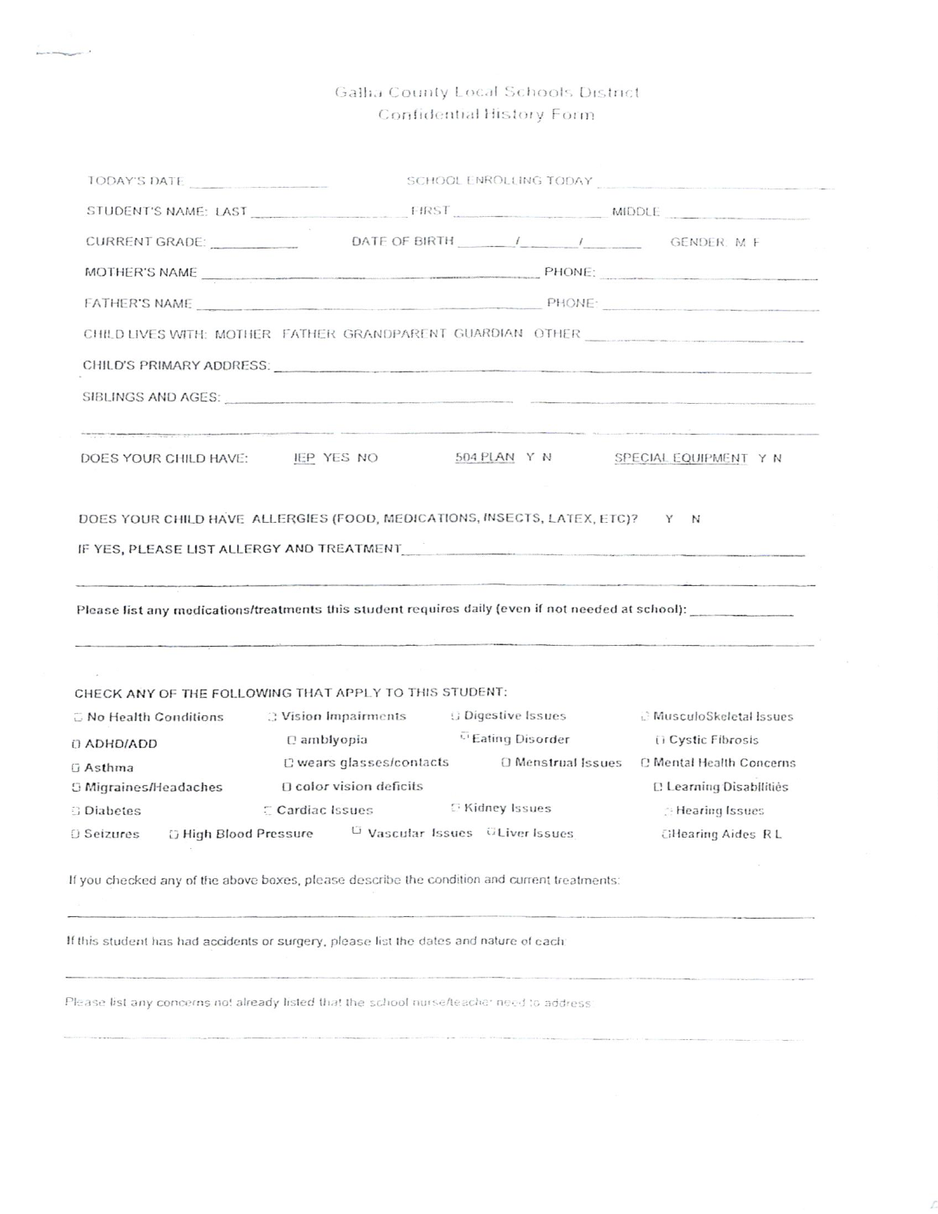# Gallia County Local Schools District
## Confidential History Form

TODAY'S DATE ____________ SCHOOL ENROLLING TODAY ____________

STUDENT'S NAME: LAST ____________ FIRST ____________ MIDDLE ____________

CURRENT GRADE: ________ DATE OF BIRTH _____/_____/_____ GENDER: M F

MOTHER'S NAME ________________________ PHONE: ____________

FATHER'S NAME ________________________ PHONE: ____________

CHILD LIVES WITH: MOTHER FATHER GRANDPARENT GUARDIAN OTHER ____________

CHILD'S PRIMARY ADDRESS: ________________________

SIBLINGS AND AGES: ________________________

________________________

DOES YOUR CHILD HAVE: IEP YES NO 504 PLAN Y N SPECIAL EQUIPMENT Y N

DOES YOUR CHILD HAVE ALLERGIES (FOOD, MEDICATIONS, INSECTS, LATEX, ETC)? Y N

IF YES, PLEASE LIST ALLERGY AND TREATMENT ________________________

________________________

Please list any medications/treatments this student requires daily (even if not needed at school): ____________

________________________

CHECK ANY OF THE FOLLOWING THAT APPLY TO THIS STUDENT:

- ☐ No Health Conditions
- ☐ ADHD/ADD
- ☐ Asthma
- ☐ Migraines/Headaches
- ☐ Diabetes
- ☐ Seizures
- ☐ High Blood Pressure
- ☐ Vision Impairments
- ☐ amblyopia
- ☐ wears glasses/contacts
- ☐ color vision deficits
- ☐ Cardiac Issues
- ☐ Vascular Issues
- ☐ Digestive Issues
- ☐ Eating Disorder
- ☐ Menstrual Issues
- ☐ Kidney Issues
- ☐ Liver Issues
- ☐ MusculoSkeletal Issues
- ☐ Cystic Fibrosis
- ☐ Mental Health Concerns
- ☐ Learning Disabilities
- ☐ Hearing Issues
- ☐ Hearing Aides R L

If you checked any of the above boxes, please describe the condition and current treatments:

________________________

If this student has had accidents or surgery, please list the dates and nature of each:

________________________

Please list any concerns not already listed that the school nurse/teacher need to address:

________________________